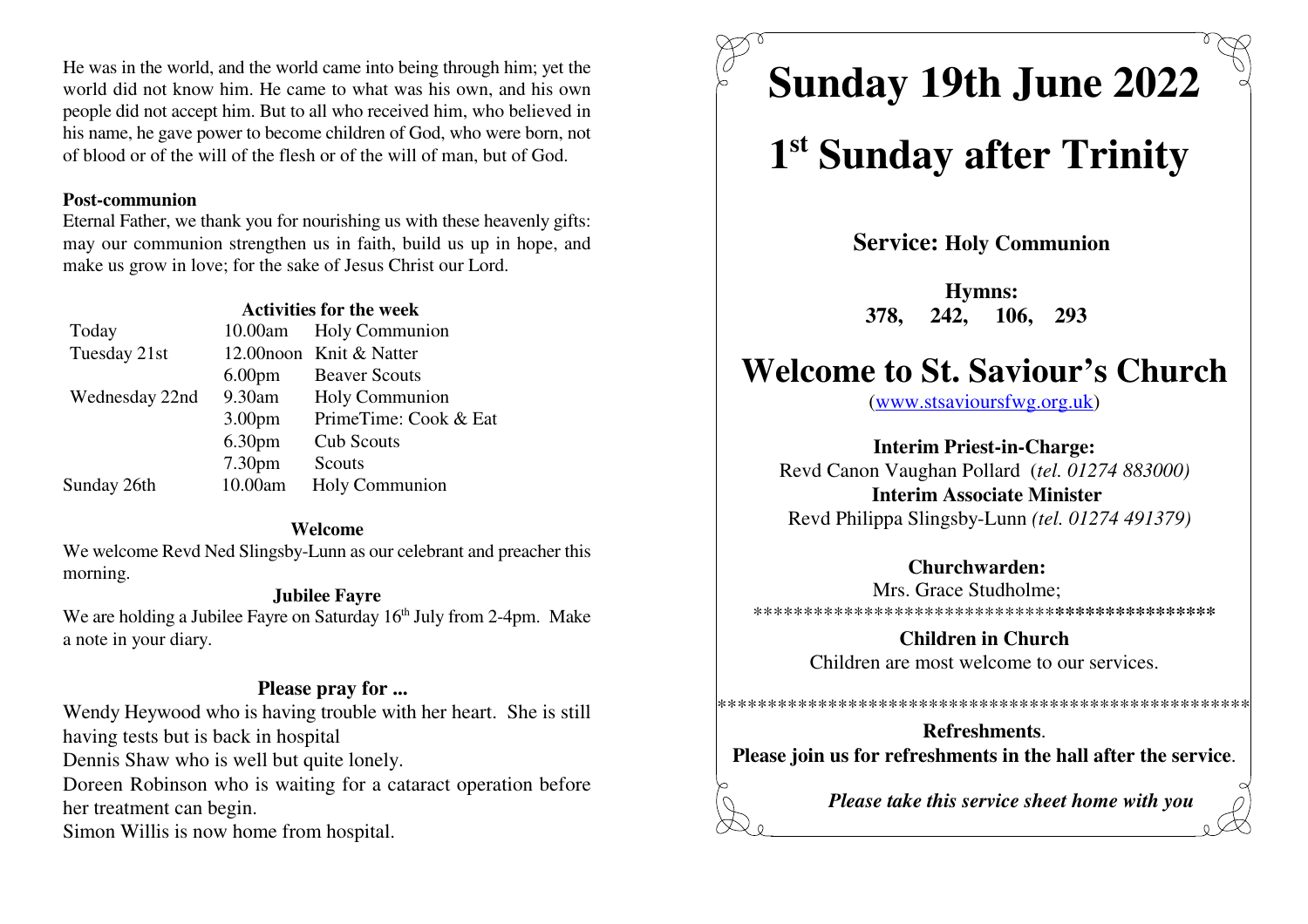He was in the world, and the world came into being through him; yet the world did not know him. He came to what was his own, and his own people did not accept him. But to all who received him, who believed in his name, he gave power to become children of God, who were born, not of blood or of the will of the flesh or of the will of man, but of God.

**Post-communion**

Eternal Father, we thank you for nourishing us with these heavenly gifts: may our communion strengthen us in faith, build us up in hope, and make us grow in love; for the sake of Jesus Christ our Lord.

**Activities for the week**

| | | |
|---|---|---|
| Today | 10.00am | Holy Communion |
| Tuesday 21st | 12.00noon | Knit & Natter |
| | 6.00pm | Beaver Scouts |
| Wednesday 22nd | 9.30am | Holy Communion |
| | 3.00pm | PrimeTime: Cook & Eat |
| | 6.30pm | Cub Scouts |
| | 7.30pm | Scouts |
| Sunday 26th | 10.00am | Holy Communion |

**Welcome**

We welcome Revd Ned Slingsby-Lunn as our celebrant and preacher this morning.

**Jubilee Fayre**

We are holding a Jubilee Fayre on Saturday 16th July from 2-4pm. Make a note in your diary.

**Please pray for ...**

Wendy Heywood who is having trouble with her heart. She is still having tests but is back in hospital

Dennis Shaw who is well but quite lonely.

Doreen Robinson who is waiting for a cataract operation before her treatment can begin.

Simon Willis is now home from hospital.

# Sunday 19th June 2022

# 1st Sunday after Trinity

**Service: Holy Communion**

**Hymns:**
**378, 242, 106, 293**

# Welcome to St. Saviour's Church

(www.stsavioursfwg.org.uk)

**Interim Priest-in-Charge:**
Revd Canon Vaughan Pollard (*tel. 01274 883000)*
**Interim Associate Minister**
Revd Philippa Slingsby-Lunn *(tel. 01274 491379)*

**Churchwarden:**
Mrs. Grace Studholme;

*************************************************

**Children in Church**
Children are most welcome to our services.

*************************************************

**Refreshments**.
**Please join us for refreshments in the hall after the service**.

***Please take this service sheet home with you***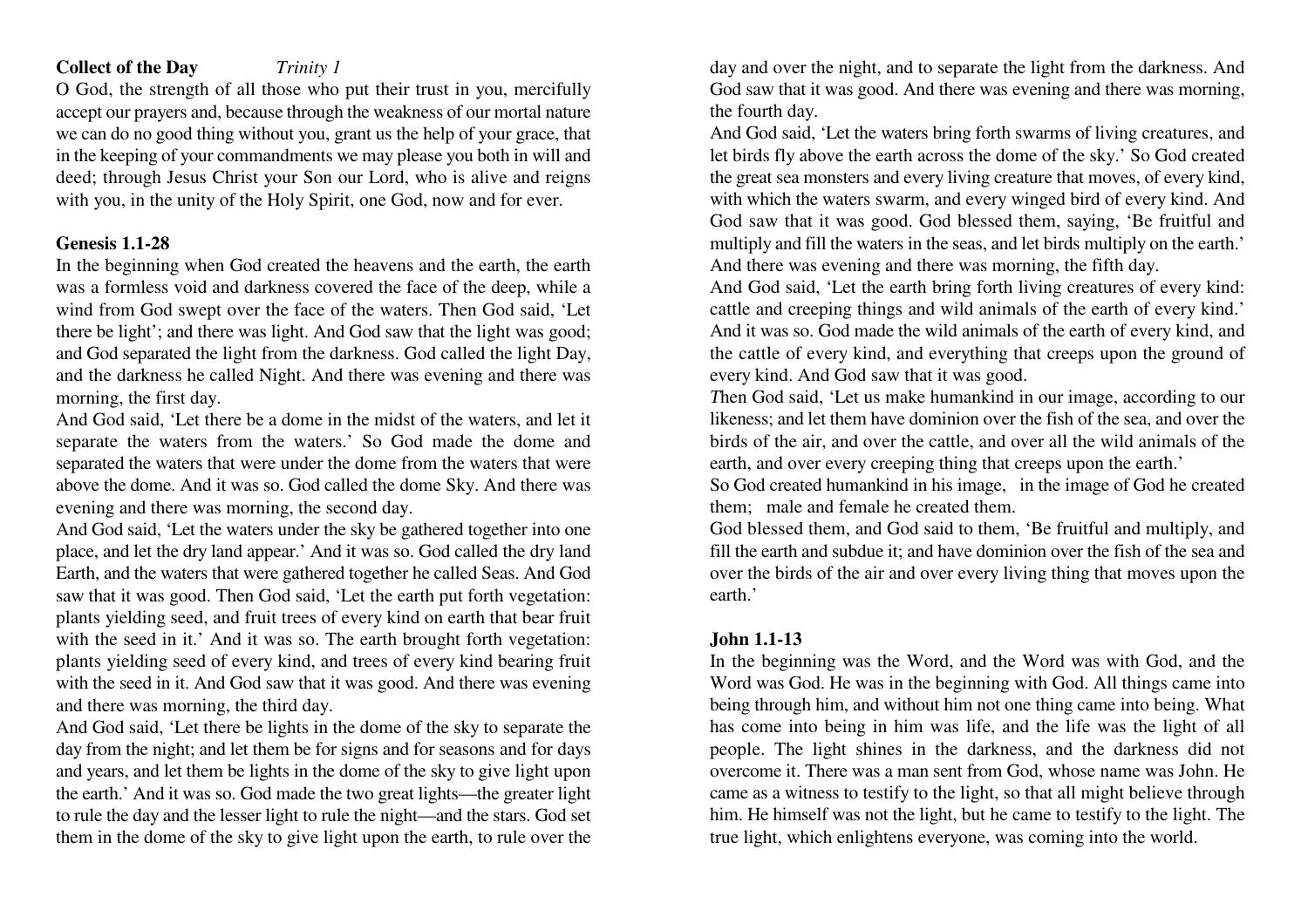**Collect of the Day** *Trinity 1*

O God, the strength of all those who put their trust in you, mercifully accept our prayers and, because through the weakness of our mortal nature we can do no good thing without you, grant us the help of your grace, that in the keeping of your commandments we may please you both in will and deed; through Jesus Christ your Son our Lord, who is alive and reigns with you, in the unity of the Holy Spirit, one God, now and for ever.

**Genesis 1.1-28**

In the beginning when God created the heavens and the earth, the earth was a formless void and darkness covered the face of the deep, while a wind from God swept over the face of the waters. Then God said, 'Let there be light'; and there was light. And God saw that the light was good; and God separated the light from the darkness. God called the light Day, and the darkness he called Night. And there was evening and there was morning, the first day.

And God said, 'Let there be a dome in the midst of the waters, and let it separate the waters from the waters.' So God made the dome and separated the waters that were under the dome from the waters that were above the dome. And it was so. God called the dome Sky. And there was evening and there was morning, the second day.

And God said, 'Let the waters under the sky be gathered together into one place, and let the dry land appear.' And it was so. God called the dry land Earth, and the waters that were gathered together he called Seas. And God saw that it was good. Then God said, 'Let the earth put forth vegetation: plants yielding seed, and fruit trees of every kind on earth that bear fruit with the seed in it.' And it was so. The earth brought forth vegetation: plants yielding seed of every kind, and trees of every kind bearing fruit with the seed in it. And God saw that it was good. And there was evening and there was morning, the third day.

And God said, 'Let there be lights in the dome of the sky to separate the day from the night; and let them be for signs and for seasons and for days and years, and let them be lights in the dome of the sky to give light upon the earth.' And it was so. God made the two great lights—the greater light to rule the day and the lesser light to rule the night—and the stars. God set them in the dome of the sky to give light upon the earth, to rule over the day and over the night, and to separate the light from the darkness. And God saw that it was good. And there was evening and there was morning, the fourth day.

And God said, 'Let the waters bring forth swarms of living creatures, and let birds fly above the earth across the dome of the sky.' So God created the great sea monsters and every living creature that moves, of every kind, with which the waters swarm, and every winged bird of every kind. And God saw that it was good. God blessed them, saying, 'Be fruitful and multiply and fill the waters in the seas, and let birds multiply on the earth.' And there was evening and there was morning, the fifth day.

And God said, 'Let the earth bring forth living creatures of every kind: cattle and creeping things and wild animals of the earth of every kind.' And it was so. God made the wild animals of the earth of every kind, and the cattle of every kind, and everything that creeps upon the ground of every kind. And God saw that it was good.

Then God said, 'Let us make humankind in our image, according to our likeness; and let them have dominion over the fish of the sea, and over the birds of the air, and over the cattle, and over all the wild animals of the earth, and over every creeping thing that creeps upon the earth.'

So God created humankind in his image, in the image of God he created them; male and female he created them.

God blessed them, and God said to them, 'Be fruitful and multiply, and fill the earth and subdue it; and have dominion over the fish of the sea and over the birds of the air and over every living thing that moves upon the earth.'

**John 1.1-13**

In the beginning was the Word, and the Word was with God, and the Word was God. He was in the beginning with God. All things came into being through him, and without him not one thing came into being. What has come into being in him was life, and the life was the light of all people. The light shines in the darkness, and the darkness did not overcome it. There was a man sent from God, whose name was John. He came as a witness to testify to the light, so that all might believe through him. He himself was not the light, but he came to testify to the light. The true light, which enlightens everyone, was coming into the world.